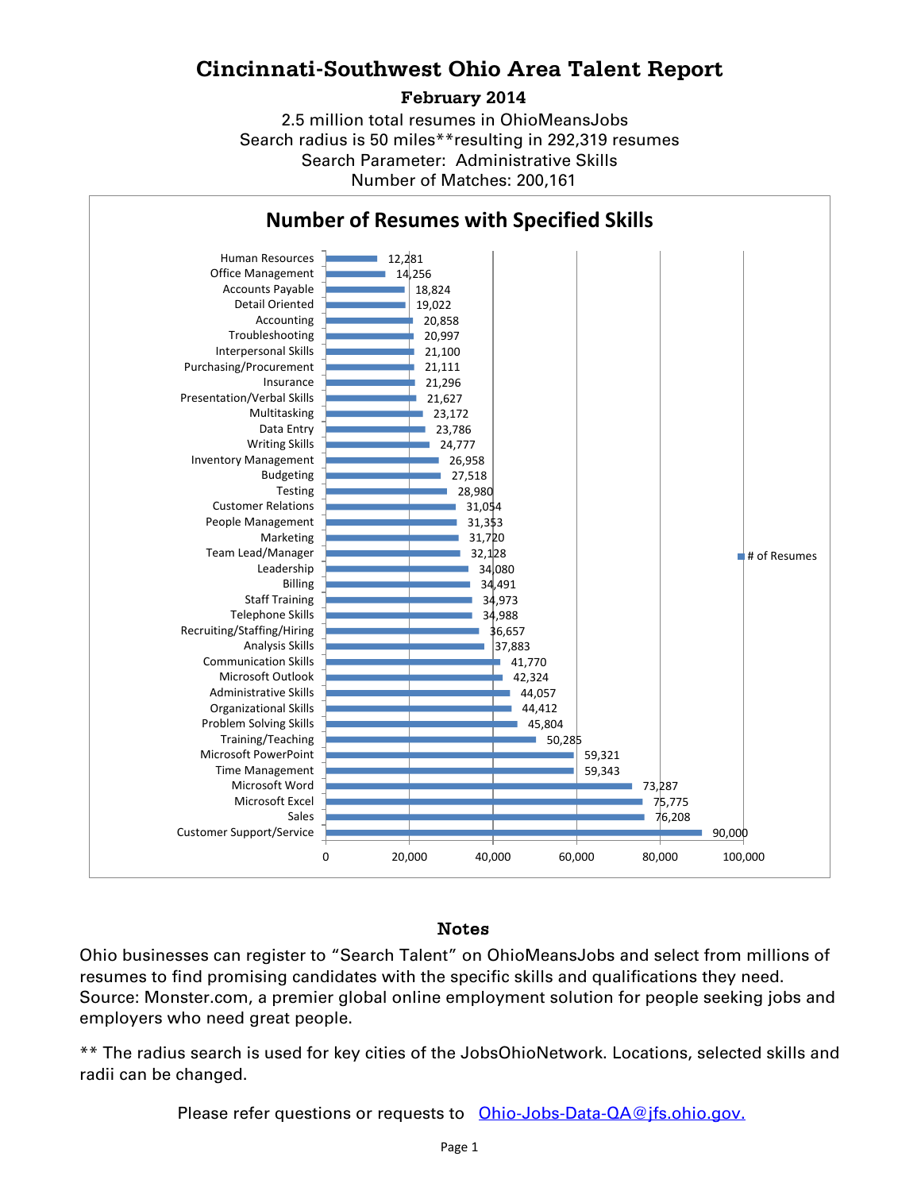# Cincinnati-Southwest Ohio Area Talent Report

**February 2014**

2.5 million total resumes in OhioMeansJobs
Search radius is 50 miles**resulting in 292,319 resumes
Search Parameter: Administrative Skills
Number of Matches: 200,161

## Number of Resumes with Specified Skills

| Skill | # of Resumes |
|---|---|
| Human Resources | 12,281 |
| Office Management | 14,256 |
| Accounts Payable | 18,824 |
| Detail Oriented | 19,022 |
| Accounting | 20,858 |
| Troubleshooting | 20,997 |
| Interpersonal Skills | 21,100 |
| Purchasing/Procurement | 21,111 |
| Insurance | 21,296 |
| Presentation/Verbal Skills | 21,627 |
| Multitasking | 23,172 |
| Data Entry | 23,786 |
| Writing Skills | 24,777 |
| Inventory Management | 26,958 |
| Budgeting | 27,518 |
| Testing | 28,980 |
| Customer Relations | 31,054 |
| People Management | 31,353 |
| Marketing | 31,720 |
| Team Lead/Manager | 32,128 |
| Leadership | 34,080 |
| Billing | 34,491 |
| Staff Training | 34,973 |
| Telephone Skills | 34,988 |
| Recruiting/Staffing/Hiring | 36,657 |
| Analysis Skills | 37,883 |
| Communication Skills | 41,770 |
| Microsoft Outlook | 42,324 |
| Administrative Skills | 44,057 |
| Organizational Skills | 44,412 |
| Problem Solving Skills | 45,804 |
| Training/Teaching | 50,285 |
| Microsoft PowerPoint | 59,321 |
| Time Management | 59,343 |
| Microsoft Word | 73,287 |
| Microsoft Excel | 75,775 |
| Sales | 76,208 |
| Customer Support/Service | 90,000 |

## Notes

Ohio businesses can register to "Search Talent" on OhioMeansJobs and select from millions of resumes to find promising candidates with the specific skills and qualifications they need. Source: Monster.com, a premier global online employment solution for people seeking jobs and employers who need great people.

** The radius search is used for key cities of the JobsOhioNetwork. Locations, selected skills and radii can be changed.

Please refer questions or requests to Ohio-Jobs-Data-QA@jfs.ohio.gov.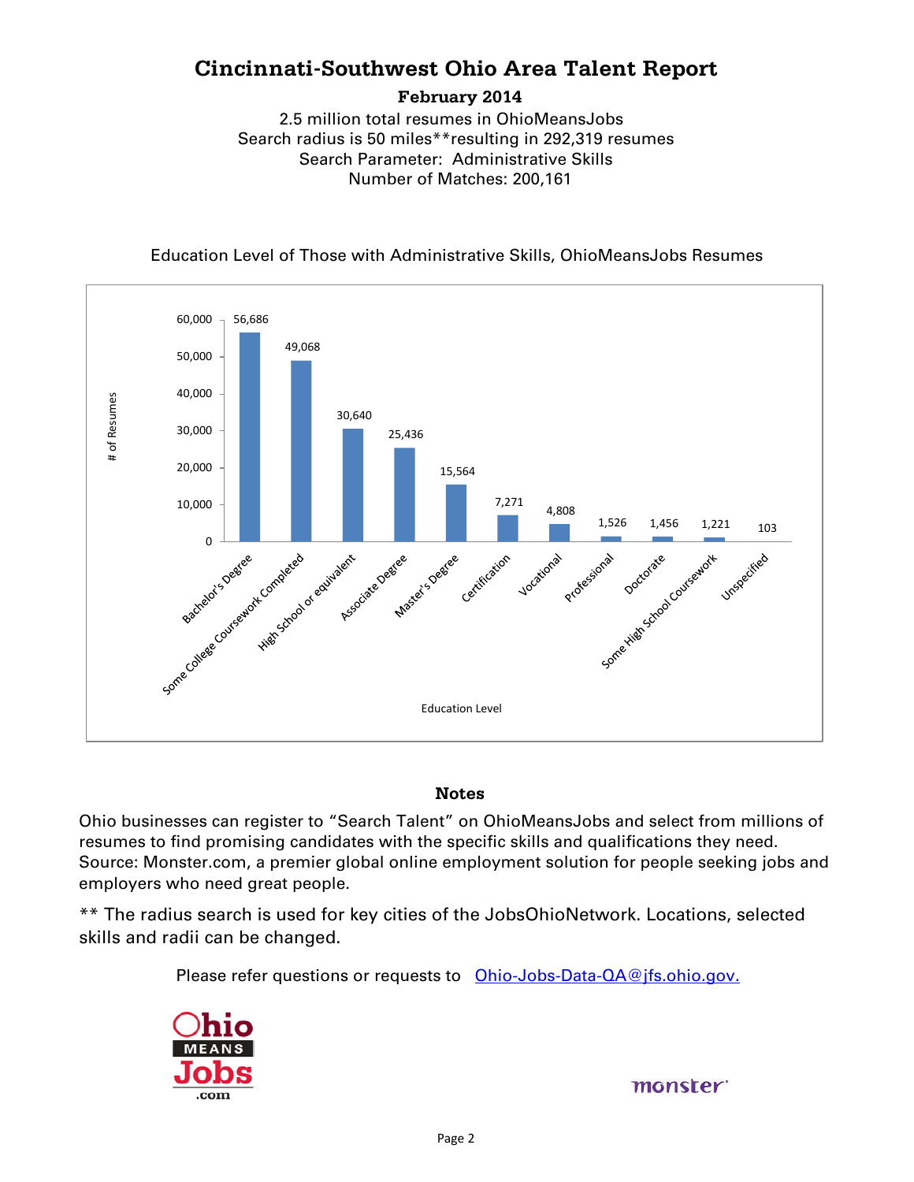# Cincinnati-Southwest Ohio Area Talent Report

**February 2014**

2.5 million total resumes in OhioMeansJobs
Search radius is 50 miles**resulting in 292,319 resumes
Search Parameter: Administrative Skills
Number of Matches: 200,161

Education Level of Those with Administrative Skills, OhioMeansJobs Resumes

# of Resumes

60,000
50,000
40,000
30,000
20,000
10,000
0

56,686
49,068
30,640
25,436
15,564
7,271
4,808
1,526
1,456
1,221
103

Bachelor's Degree
Some College Coursework Completed
High School or equivalent
Associate Degree
Master's Degree
Certification
Vocational
Professional
Doctorate
Some High School Coursework
Unspecified

Education Level

## Notes

Ohio businesses can register to "Search Talent" on OhioMeansJobs and select from millions of resumes to find promising candidates with the specific skills and qualifications they need. Source: Monster.com, a premier global online employment solution for people seeking jobs and employers who need great people.

** The radius search is used for key cities of the JobsOhioNetwork. Locations, selected skills and radii can be changed.

Please refer questions or requests to [Ohio-Jobs-Data-QA@jfs.ohio.gov.](mailto:Ohio-Jobs-Data-QA@jfs.ohio.gov)

Ohio MEANS Jobs .com

monster